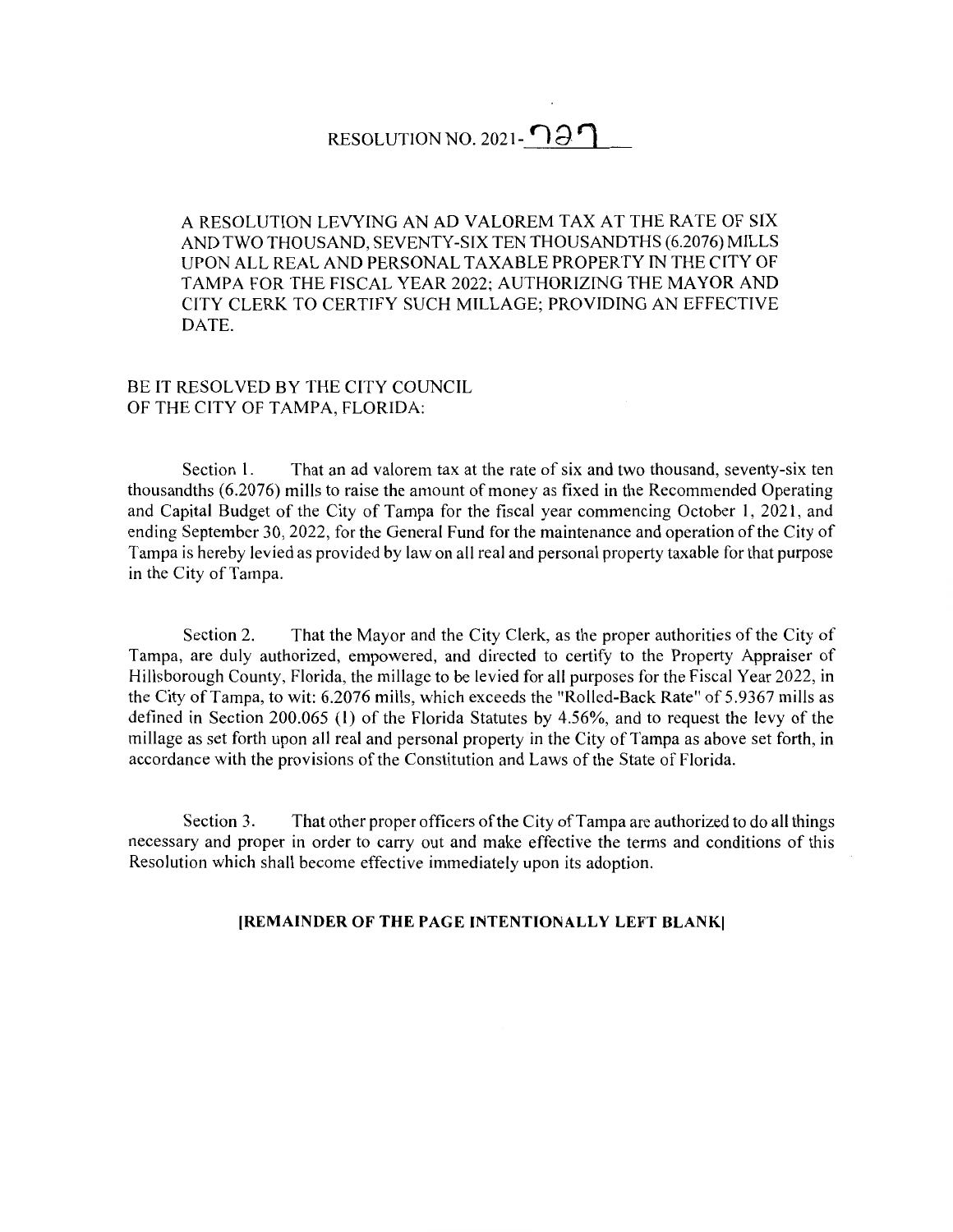# RESOLUTION NO. 2021-727

A RESOLUTION LEVYING AN AD VALOREM TAX AT THE RATE OF SIX AND TWO THOUSAND, SEVENTY-SIX TEN THOUSANDTHS (6.2076) MILLS UPON ALL REAL AND PERSONAL TAXABLE PROPERTY IN THE CITY OF TAMPA FOR THE FISCAL YEAR 2022; AUTHORIZING THE MAYOR AND CITY CLERK TO CERTIFY SUCH MILLAGE; PROVIDING AN EFFECTIVE DATE.

BE IT RESOLVED BY THE CITY COUNCIL OF THE CITY OF TAMPA, FLORIDA:

Section 1. That an ad valorem tax at the rate of six and two thousand, seventy-six ten thousandths (6.2076) mills to raise the amount of money as fixed in the Recommended Operating and Capital Budget of the City of Tampa for the fiscal year commencing October 1, 2021, and ending September 30, 2022, for the General Fund for the maintenance and operation of the City of Tampa is hereby levied as provided by law on all real and personal property taxable for that purpose in the City of Tampa.

Section 2. That the Mayor and the City Clerk, as the proper authorities of the City of Tampa, are duly authorized, empowered, and directed to certify to the Property Appraiser of Hillsborough County, Florida, the millage to be levied for all purposes for the Fiscal Year 2022, in the City of Tampa, to wit: 6.2076 mills, which exceeds the "Rolled-Back Rate" of 5.9367 mills as defined in Section 200.065 (1) of the Florida Statutes by 4.56%, and to request the levy of the millage as set forth upon all real and personal property in the City of Tampa as above set forth, in accordance with the provisions of the Constitution and Laws of the State of Florida.

Section 3. That other proper officers of the City of Tampa are authorized to do all things necessary and proper in order to carry out and make effective the terms and conditions of this Resolution which shall become effective immediately upon its adoption.

**[REMAINDER OF THE PAGE INTENTIONALLY LEFT BLANK]**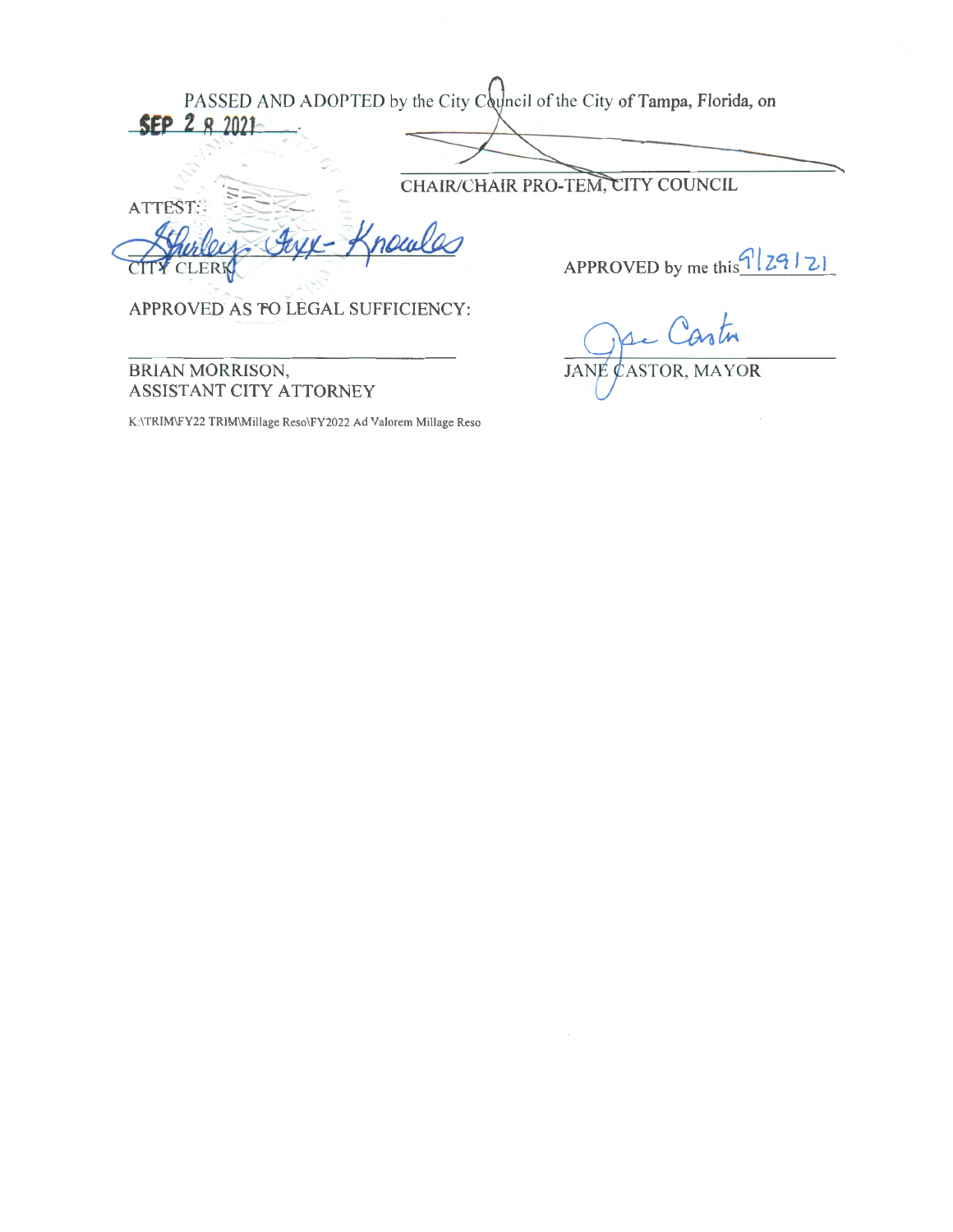PASSED AND ADOPTED by the City Council of the City of Tampa, Florida, on SEP 2 8 2021.

CHAIR/CHAIR PRO-TEM, CITY COUNCIL

ATTEST:

Shirley Foxx-Knowles

CITY CLERK

APPROVED by me this 9/29/21

APPROVED AS TO LEGAL SUFFICIENCY:

BRIAN MORRISON,
ASSISTANT CITY ATTORNEY

Jane Castor

JANE CASTOR, MAYOR

K:\TRIM\FY22 TRIM\Millage Reso\FY2022 Ad Valorem Millage Reso